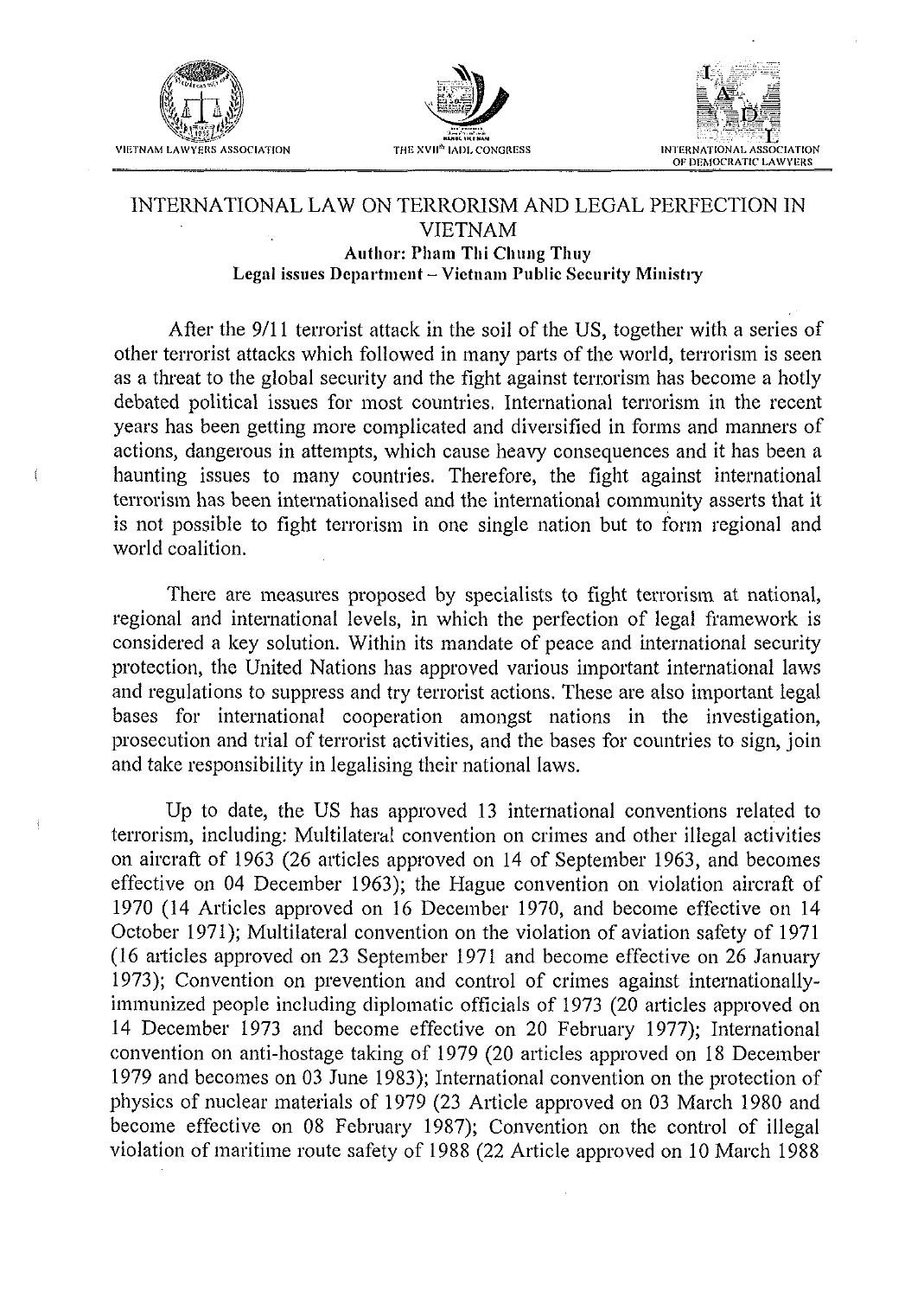VIETNAM LAWYERS ASSOCIATION | THE XVII[th] IADL CONGRESS | INTERNATIONAL ASSOCIATION OF DEMOCRATIC LAWYERS

# INTERNATIONAL LAW ON TERRORISM AND LEGAL PERFECTION IN VIETNAM

**Author: Pham Thi Chung Thuy**
**Legal issues Department – Vietnam Public Security Ministry**

After the 9/11 terrorist attack in the soil of the US, together with a series of other terrorist attacks which followed in many parts of the world, terrorism is seen as a threat to the global security and the fight against terrorism has become a hotly debated political issues for most countries. International terrorism in the recent years has been getting more complicated and diversified in forms and manners of actions, dangerous in attempts, which cause heavy consequences and it has been a haunting issues to many countries. Therefore, the fight against international terrorism has been internationalised and the international community asserts that it is not possible to fight terrorism in one single nation but to form regional and world coalition.

There are measures proposed by specialists to fight terrorism at national, regional and international levels, in which the perfection of legal framework is considered a key solution. Within its mandate of peace and international security protection, the United Nations has approved various important international laws and regulations to suppress and try terrorist actions. These are also important legal bases for international cooperation amongst nations in the investigation, prosecution and trial of terrorist activities, and the bases for countries to sign, join and take responsibility in legalising their national laws.

Up to date, the US has approved 13 international conventions related to terrorism, including: Multilateral convention on crimes and other illegal activities on aircraft of 1963 (26 articles approved on 14 of September 1963, and becomes effective on 04 December 1963); the Hague convention on violation aircraft of 1970 (14 Articles approved on 16 December 1970, and become effective on 14 October 1971); Multilateral convention on the violation of aviation safety of 1971 (16 articles approved on 23 September 1971 and become effective on 26 January 1973); Convention on prevention and control of crimes against internationally-immunized people including diplomatic officials of 1973 (20 articles approved on 14 December 1973 and become effective on 20 February 1977); International convention on anti-hostage taking of 1979 (20 articles approved on 18 December 1979 and becomes on 03 June 1983); International convention on the protection of physics of nuclear materials of 1979 (23 Article approved on 03 March 1980 and become effective on 08 February 1987); Convention on the control of illegal violation of maritime route safety of 1988 (22 Article approved on 10 March 1988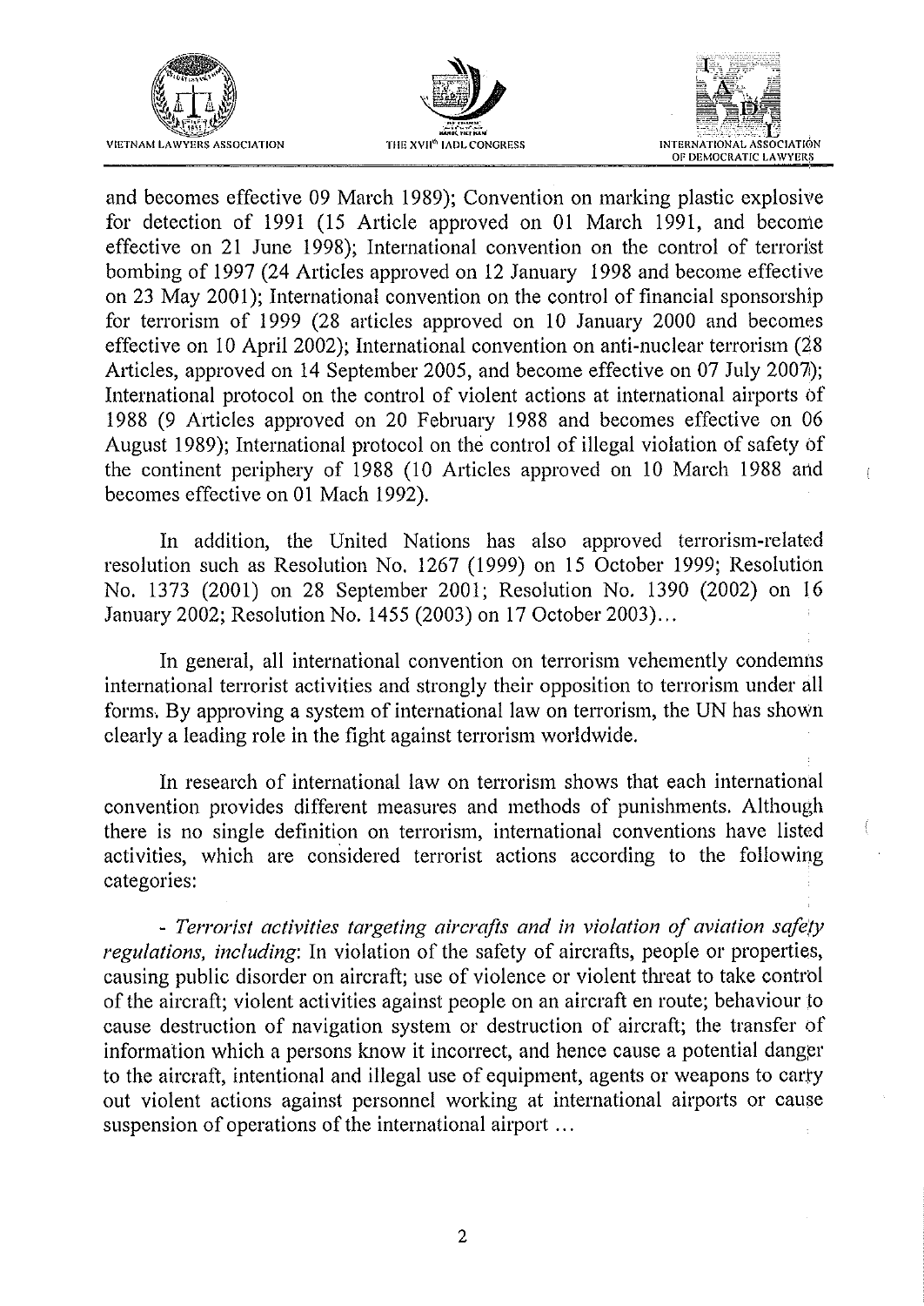and becomes effective 09 March 1989); Convention on marking plastic explosive for detection of 1991 (15 Article approved on 01 March 1991, and become effective on 21 June 1998); International convention on the control of terrorist bombing of 1997 (24 Articles approved on 12 January 1998 and become effective on 23 May 2001); International convention on the control of financial sponsorship for terrorism of 1999 (28 articles approved on 10 January 2000 and becomes effective on 10 April 2002); International convention on anti-nuclear terrorism (28 Articles, approved on 14 September 2005, and become effective on 07 July 2007); International protocol on the control of violent actions at international airports of 1988 (9 Articles approved on 20 February 1988 and becomes effective on 06 August 1989); International protocol on the control of illegal violation of safety of the continent periphery of 1988 (10 Articles approved on 10 March 1988 and becomes effective on 01 Mach 1992).

In addition, the United Nations has also approved terrorism-related resolution such as Resolution No. 1267 (1999) on 15 October 1999; Resolution No. 1373 (2001) on 28 September 2001; Resolution No. 1390 (2002) on 16 January 2002; Resolution No. 1455 (2003) on 17 October 2003)...

In general, all international convention on terrorism vehemently condemns international terrorist activities and strongly their opposition to terrorism under all forms. By approving a system of international law on terrorism, the UN has shown clearly a leading role in the fight against terrorism worldwide.

In research of international law on terrorism shows that each international convention provides different measures and methods of punishments. Although there is no single definition on terrorism, international conventions have listed activities, which are considered terrorist actions according to the following categories:

- *Terrorist activities targeting aircrafts and in violation of aviation safety regulations, including*: In violation of the safety of aircrafts, people or properties, causing public disorder on aircraft; use of violence or violent threat to take control of the aircraft; violent activities against people on an aircraft en route; behaviour to cause destruction of navigation system or destruction of aircraft; the transfer of information which a persons know it incorrect, and hence cause a potential danger to the aircraft, intentional and illegal use of equipment, agents or weapons to carry out violent actions against personnel working at international airports or cause suspension of operations of the international airport ...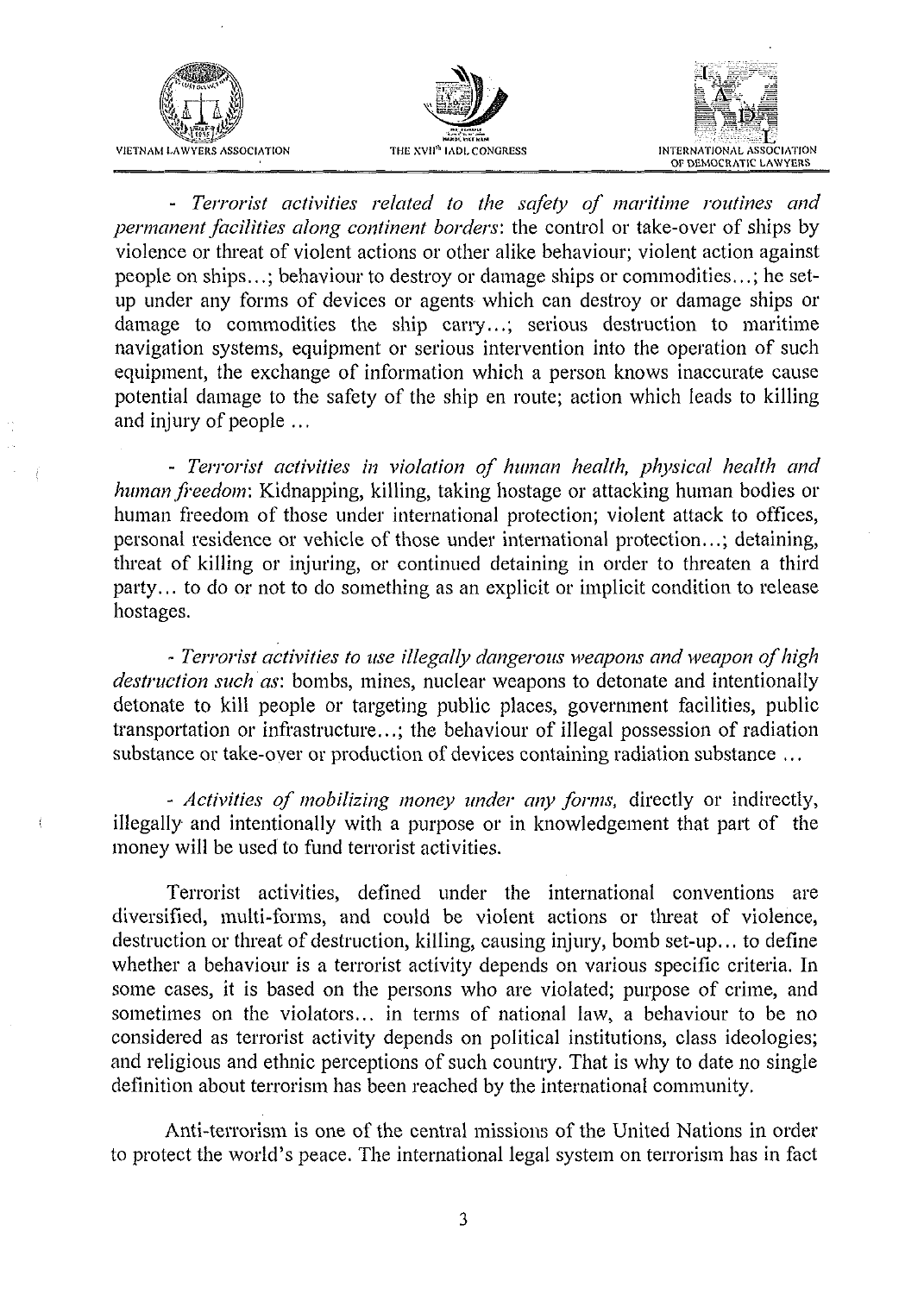- *Terrorist activities related to the safety of maritime routines and permanent facilities along continent borders*: the control or take-over of ships by violence or threat of violent actions or other alike behaviour; violent action against people on ships…; behaviour to destroy or damage ships or commodities…; he set-up under any forms of devices or agents which can destroy or damage ships or damage to commodities the ship carry…; serious destruction to maritime navigation systems, equipment or serious intervention into the operation of such equipment, the exchange of information which a person knows inaccurate cause potential damage to the safety of the ship en route; action which leads to killing and injury of people …

- *Terrorist activities in violation of human health, physical health and human freedom*: Kidnapping, killing, taking hostage or attacking human bodies or human freedom of those under international protection; violent attack to offices, personal residence or vehicle of those under international protection…; detaining, threat of killing or injuring, or continued detaining in order to threaten a third party… to do or not to do something as an explicit or implicit condition to release hostages.

- *Terrorist activities to use illegally dangerous weapons and weapon of high destruction such as*: bombs, mines, nuclear weapons to detonate and intentionally detonate to kill people or targeting public places, government facilities, public transportation or infrastructure…; the behaviour of illegal possession of radiation substance or take-over or production of devices containing radiation substance …

- *Activities of mobilizing money under any forms,* directly or indirectly, illegally and intentionally with a purpose or in knowledgement that part of the money will be used to fund terrorist activities.

Terrorist activities, defined under the international conventions are diversified, multi-forms, and could be violent actions or threat of violence, destruction or threat of destruction, killing, causing injury, bomb set-up… to define whether a behaviour is a terrorist activity depends on various specific criteria. In some cases, it is based on the persons who are violated; purpose of crime, and sometimes on the violators… in terms of national law, a behaviour to be no considered as terrorist activity depends on political institutions, class ideologies; and religious and ethnic perceptions of such country. That is why to date no single definition about terrorism has been reached by the international community.

Anti-terrorism is one of the central missions of the United Nations in order to protect the world's peace. The international legal system on terrorism has in fact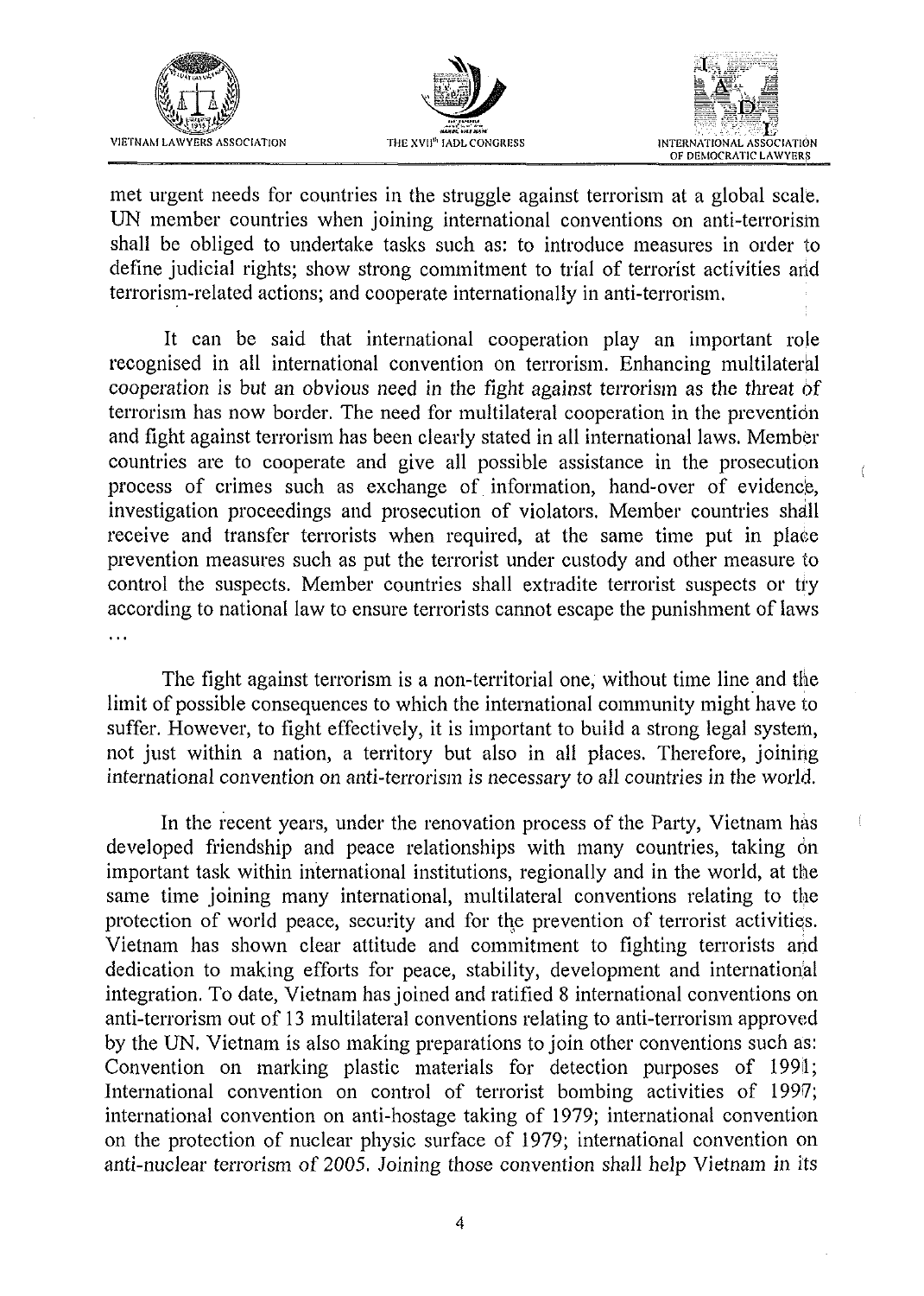met urgent needs for countries in the struggle against terrorism at a global scale. UN member countries when joining international conventions on anti-terrorism shall be obliged to undertake tasks such as: to introduce measures in order to define judicial rights; show strong commitment to trial of terrorist activities and terrorism-related actions; and cooperate internationally in anti-terrorism.

It can be said that international cooperation play an important role recognised in all international convention on terrorism. Enhancing multilateral cooperation is but an obvious need in the fight against terrorism as the threat of terrorism has now border. The need for multilateral cooperation in the prevention and fight against terrorism has been clearly stated in all international laws. Member countries are to cooperate and give all possible assistance in the prosecution process of crimes such as exchange of information, hand-over of evidence, investigation proceedings and prosecution of violators. Member countries shall receive and transfer terrorists when required, at the same time put in place prevention measures such as put the terrorist under custody and other measure to control the suspects. Member countries shall extradite terrorist suspects or try according to national law to ensure terrorists cannot escape the punishment of laws ...

The fight against terrorism is a non-territorial one, without time line and the limit of possible consequences to which the international community might have to suffer. However, to fight effectively, it is important to build a strong legal system, not just within a nation, a territory but also in all places. Therefore, joining international convention on anti-terrorism is necessary to all countries in the world.

In the recent years, under the renovation process of the Party, Vietnam has developed friendship and peace relationships with many countries, taking on important task within international institutions, regionally and in the world, at the same time joining many international, multilateral conventions relating to the protection of world peace, security and for the prevention of terrorist activities. Vietnam has shown clear attitude and commitment to fighting terrorists and dedication to making efforts for peace, stability, development and international integration. To date, Vietnam has joined and ratified 8 international conventions on anti-terrorism out of 13 multilateral conventions relating to anti-terrorism approved by the UN. Vietnam is also making preparations to join other conventions such as: Convention on marking plastic materials for detection purposes of 1991; International convention on control of terrorist bombing activities of 1997; international convention on anti-hostage taking of 1979; international convention on the protection of nuclear physic surface of 1979; international convention on anti-nuclear terrorism of 2005. Joining those convention shall help Vietnam in its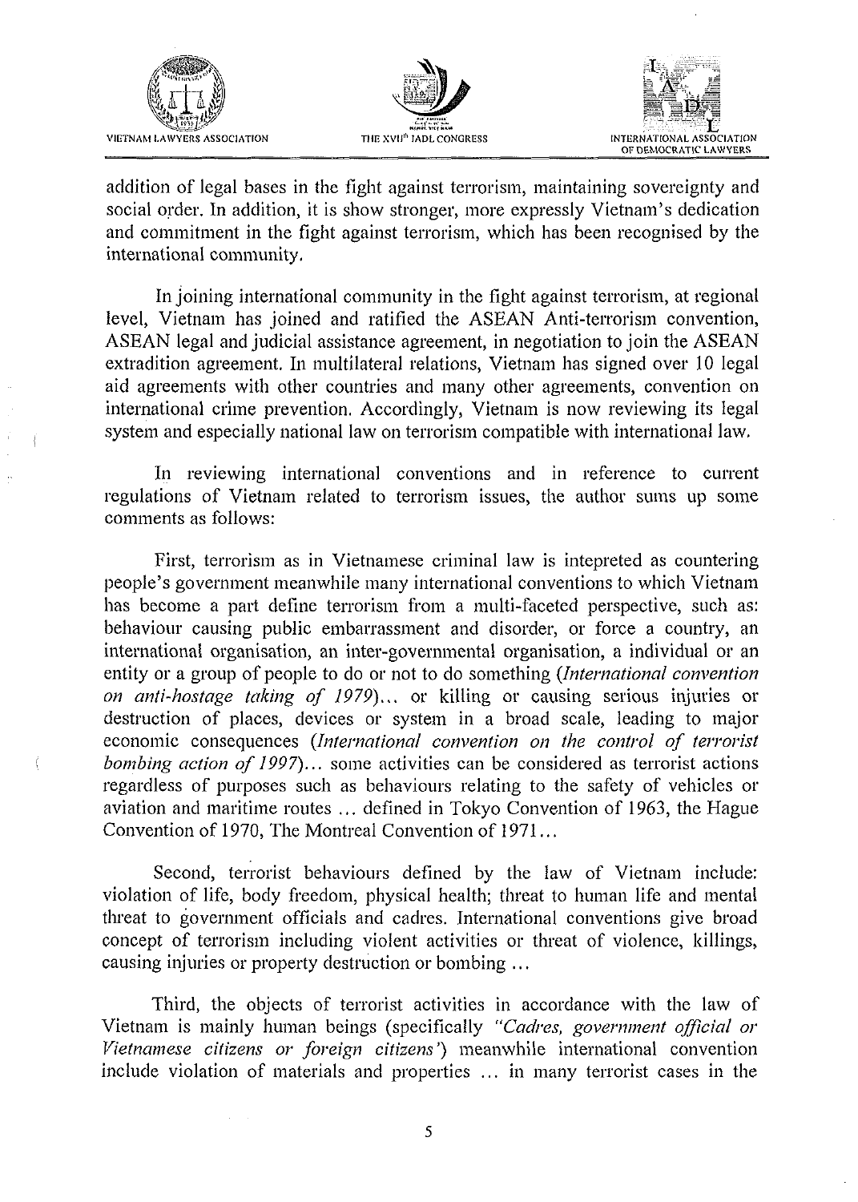addition of legal bases in the fight against terrorism, maintaining sovereignty and social order. In addition, it is show stronger, more expressly Vietnam's dedication and commitment in the fight against terrorism, which has been recognised by the international community.

In joining international community in the fight against terrorism, at regional level, Vietnam has joined and ratified the ASEAN Anti-terrorism convention, ASEAN legal and judicial assistance agreement, in negotiation to join the ASEAN extradition agreement. In multilateral relations, Vietnam has signed over 10 legal aid agreements with other countries and many other agreements, convention on international crime prevention. Accordingly, Vietnam is now reviewing its legal system and especially national law on terrorism compatible with international law.

In reviewing international conventions and in reference to current regulations of Vietnam related to terrorism issues, the author sums up some comments as follows:

First, terrorism as in Vietnamese criminal law is intepreted as countering people's government meanwhile many international conventions to which Vietnam has become a part define terrorism from a multi-faceted perspective, such as: behaviour causing public embarrassment and disorder, or force a country, an international organisation, an inter-governmental organisation, a individual or an entity or a group of people to do or not to do something (*International convention on anti-hostage taking of 1979*)... or killing or causing serious injuries or destruction of places, devices or system in a broad scale, leading to major economic consequences (*International convention on the control of terrorist bombing action of 1997*)... some activities can be considered as terrorist actions regardless of purposes such as behaviours relating to the safety of vehicles or aviation and maritime routes ... defined in Tokyo Convention of 1963, the Hague Convention of 1970, The Montreal Convention of 1971...

Second, terrorist behaviours defined by the law of Vietnam include: violation of life, body freedom, physical health; threat to human life and mental threat to government officials and cadres. International conventions give broad concept of terrorism including violent activities or threat of violence, killings, causing injuries or property destruction or bombing ...

Third, the objects of terrorist activities in accordance with the law of Vietnam is mainly human beings (specifically *"Cadres, government official or Vietnamese citizens or foreign citizens'*) meanwhile international convention include violation of materials and properties ... in many terrorist cases in the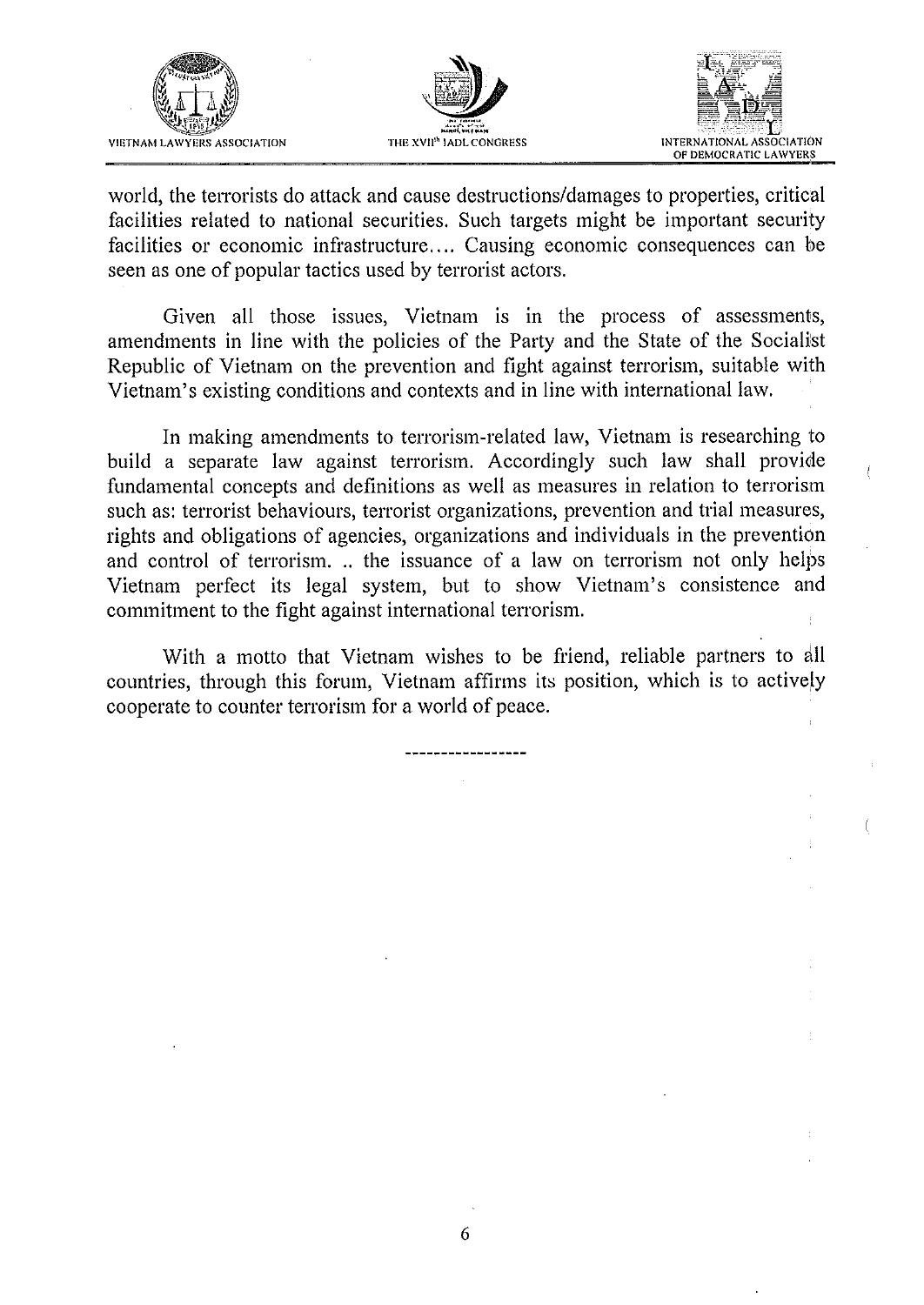world, the terrorists do attack and cause destructions/damages to properties, critical facilities related to national securities. Such targets might be important security facilities or economic infrastructure.... Causing economic consequences can be seen as one of popular tactics used by terrorist actors.

Given all those issues, Vietnam is in the process of assessments, amendments in line with the policies of the Party and the State of the Socialist Republic of Vietnam on the prevention and fight against terrorism, suitable with Vietnam's existing conditions and contexts and in line with international law.

In making amendments to terrorism-related law, Vietnam is researching to build a separate law against terrorism. Accordingly such law shall provide fundamental concepts and definitions as well as measures in relation to terrorism such as: terrorist behaviours, terrorist organizations, prevention and trial measures, rights and obligations of agencies, organizations and individuals in the prevention and control of terrorism. .. the issuance of a law on terrorism not only helps Vietnam perfect its legal system, but to show Vietnam's consistence and commitment to the fight against international terrorism.

With a motto that Vietnam wishes to be friend, reliable partners to all countries, through this forum, Vietnam affirms its position, which is to actively cooperate to counter terrorism for a world of peace.

-----------------